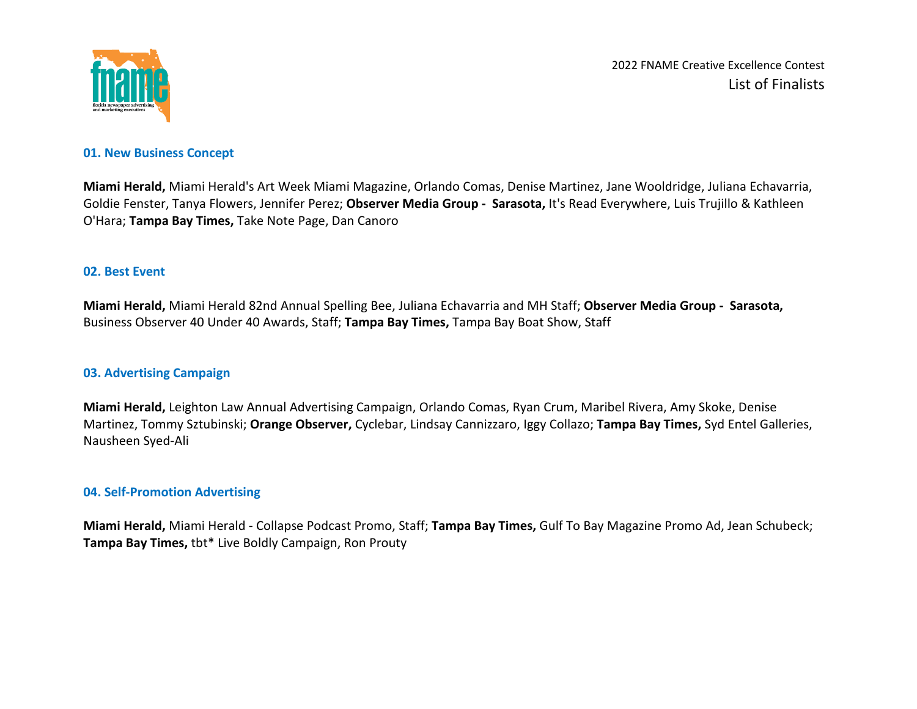2022 FNAME Creative Excellence Contest

# List of Finalists

## 01. New Business Concept

**Miami Herald,** Miami Herald's Art Week Miami Magazine, Orlando Comas, Denise Martinez, Jane Wooldridge, Juliana Echavarria, Goldie Fenster, Tanya Flowers, Jennifer Perez; **Observer Media Group - Sarasota,** It's Read Everywhere, Luis Trujillo & Kathleen O'Hara; **Tampa Bay Times,** Take Note Page, Dan Canoro

## 02. Best Event

**Miami Herald,** Miami Herald 82nd Annual Spelling Bee, Juliana Echavarria and MH Staff; **Observer Media Group - Sarasota,** Business Observer 40 Under 40 Awards, Staff; **Tampa Bay Times,** Tampa Bay Boat Show, Staff

## 03. Advertising Campaign

**Miami Herald,** Leighton Law Annual Advertising Campaign, Orlando Comas, Ryan Crum, Maribel Rivera, Amy Skoke, Denise Martinez, Tommy Sztubinski; **Orange Observer,** Cyclebar, Lindsay Cannizzaro, Iggy Collazo; **Tampa Bay Times,** Syd Entel Galleries, Nausheen Syed-Ali

## 04. Self-Promotion Advertising

**Miami Herald,** Miami Herald - Collapse Podcast Promo, Staff; **Tampa Bay Times,** Gulf To Bay Magazine Promo Ad, Jean Schubeck; **Tampa Bay Times,** tbt* Live Boldly Campaign, Ron Prouty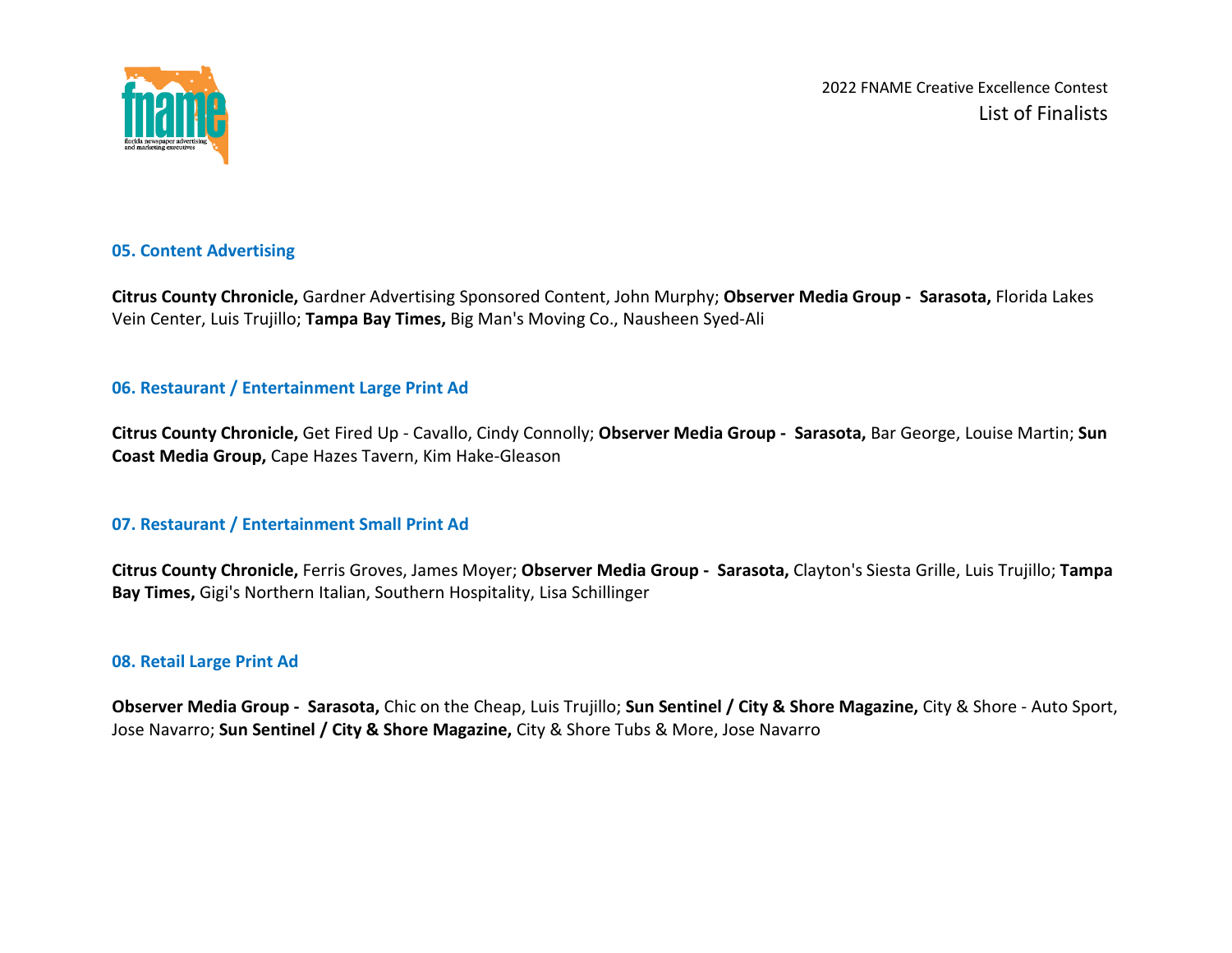### 05. Content Advertising

**Citrus County Chronicle,** Gardner Advertising Sponsored Content, John Murphy; **Observer Media Group - Sarasota,** Florida Lakes Vein Center, Luis Trujillo; **Tampa Bay Times,** Big Man's Moving Co., Nausheen Syed-Ali

### 06. Restaurant / Entertainment Large Print Ad

**Citrus County Chronicle,** Get Fired Up - Cavallo, Cindy Connolly; **Observer Media Group - Sarasota,** Bar George, Louise Martin; **Sun Coast Media Group,** Cape Hazes Tavern, Kim Hake-Gleason

### 07. Restaurant / Entertainment Small Print Ad

**Citrus County Chronicle,** Ferris Groves, James Moyer; **Observer Media Group - Sarasota,** Clayton's Siesta Grille, Luis Trujillo; **Tampa Bay Times,** Gigi's Northern Italian, Southern Hospitality, Lisa Schillinger

### 08. Retail Large Print Ad

**Observer Media Group - Sarasota,** Chic on the Cheap, Luis Trujillo; **Sun Sentinel / City & Shore Magazine,** City & Shore - Auto Sport, Jose Navarro; **Sun Sentinel / City & Shore Magazine,** City & Shore Tubs & More, Jose Navarro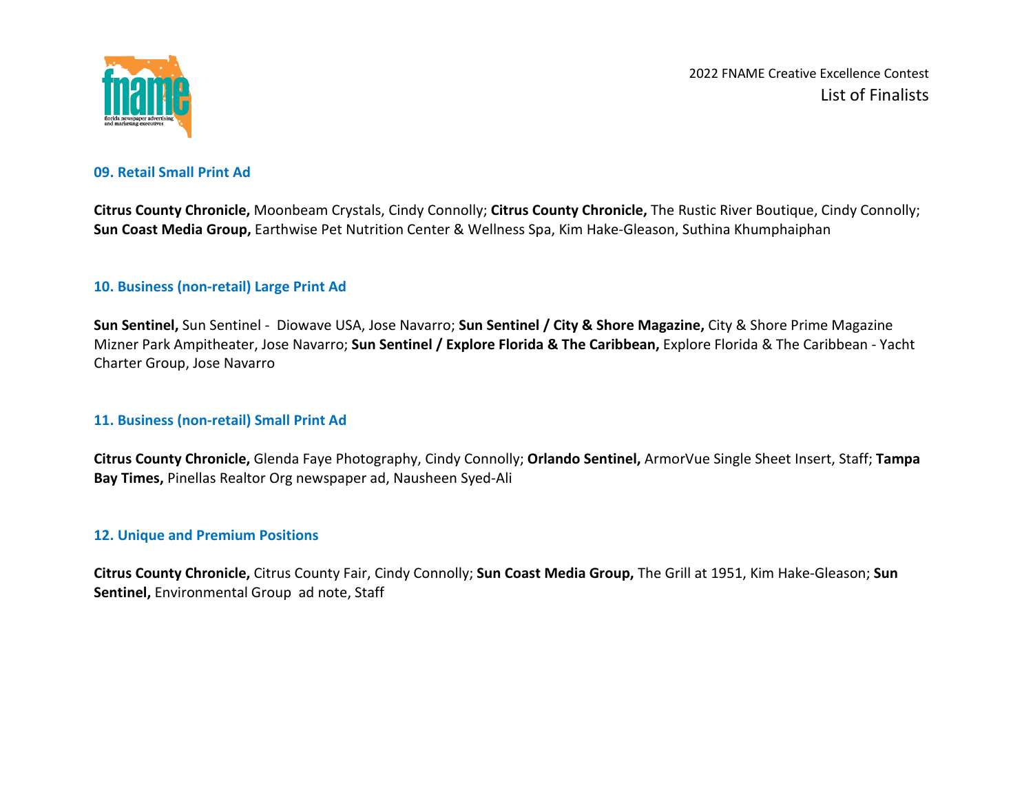### 09. Retail Small Print Ad

**Citrus County Chronicle,** Moonbeam Crystals, Cindy Connolly; **Citrus County Chronicle,** The Rustic River Boutique, Cindy Connolly; **Sun Coast Media Group,** Earthwise Pet Nutrition Center & Wellness Spa, Kim Hake-Gleason, Suthina Khumphaiphan

### 10. Business (non-retail) Large Print Ad

**Sun Sentinel,** Sun Sentinel - Diowave USA, Jose Navarro; **Sun Sentinel / City & Shore Magazine,** City & Shore Prime Magazine Mizner Park Ampitheater, Jose Navarro; **Sun Sentinel / Explore Florida & The Caribbean,** Explore Florida & The Caribbean - Yacht Charter Group, Jose Navarro

### 11. Business (non-retail) Small Print Ad

**Citrus County Chronicle,** Glenda Faye Photography, Cindy Connolly; **Orlando Sentinel,** ArmorVue Single Sheet Insert, Staff; **Tampa Bay Times,** Pinellas Realtor Org newspaper ad, Nausheen Syed-Ali

### 12. Unique and Premium Positions

**Citrus County Chronicle,** Citrus County Fair, Cindy Connolly; **Sun Coast Media Group,** The Grill at 1951, Kim Hake-Gleason; **Sun Sentinel,** Environmental Group ad note, Staff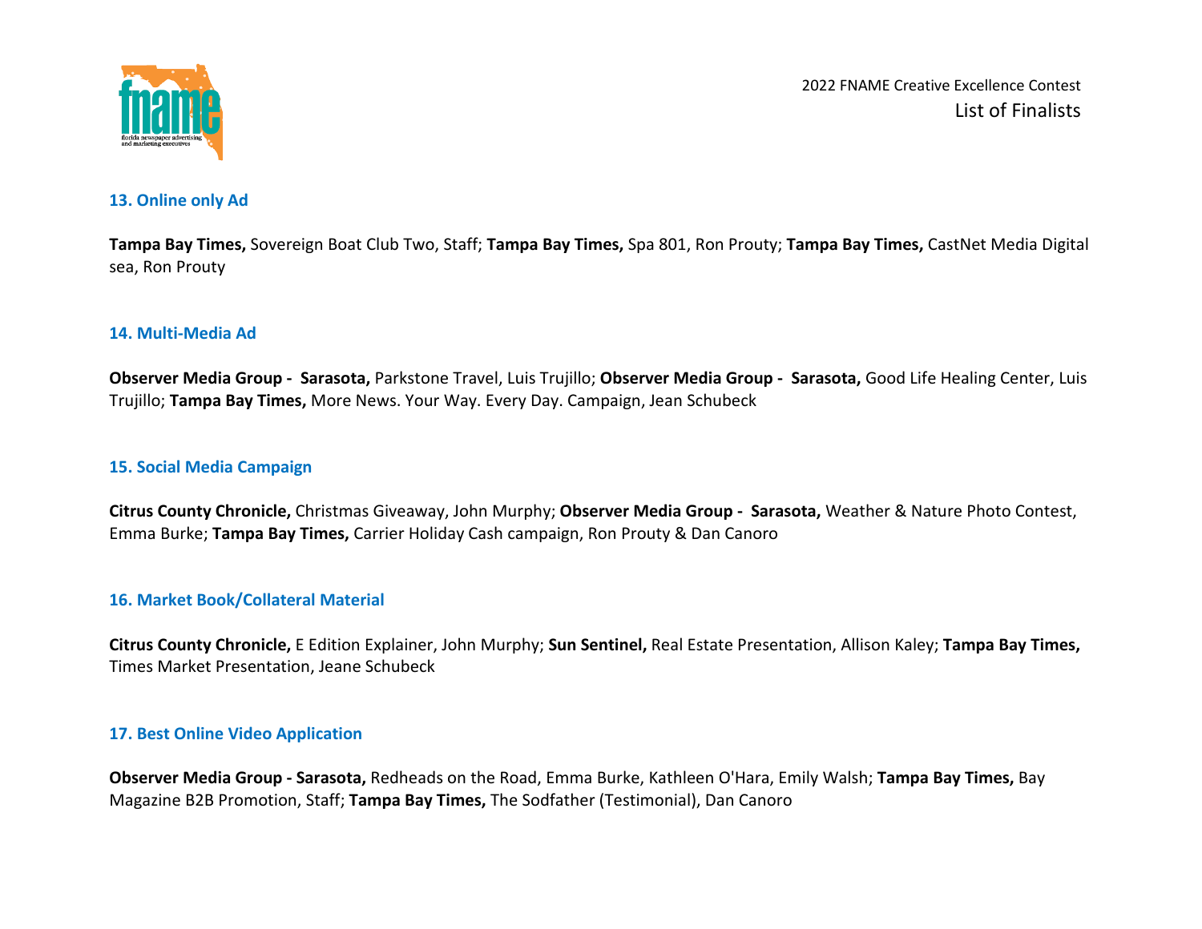### 13. Online only Ad

**Tampa Bay Times,** Sovereign Boat Club Two, Staff; **Tampa Bay Times,** Spa 801, Ron Prouty; **Tampa Bay Times,** CastNet Media Digital sea, Ron Prouty

### 14. Multi-Media Ad

**Observer Media Group - Sarasota,** Parkstone Travel, Luis Trujillo; **Observer Media Group - Sarasota,** Good Life Healing Center, Luis Trujillo; **Tampa Bay Times,** More News. Your Way. Every Day. Campaign, Jean Schubeck

### 15. Social Media Campaign

**Citrus County Chronicle,** Christmas Giveaway, John Murphy; **Observer Media Group - Sarasota,** Weather & Nature Photo Contest, Emma Burke; **Tampa Bay Times,** Carrier Holiday Cash campaign, Ron Prouty & Dan Canoro

### 16. Market Book/Collateral Material

**Citrus County Chronicle,** E Edition Explainer, John Murphy; **Sun Sentinel,** Real Estate Presentation, Allison Kaley; **Tampa Bay Times,** Times Market Presentation, Jeane Schubeck

### 17. Best Online Video Application

**Observer Media Group - Sarasota,** Redheads on the Road, Emma Burke, Kathleen O'Hara, Emily Walsh; **Tampa Bay Times,** Bay Magazine B2B Promotion, Staff; **Tampa Bay Times,** The Sodfather (Testimonial), Dan Canoro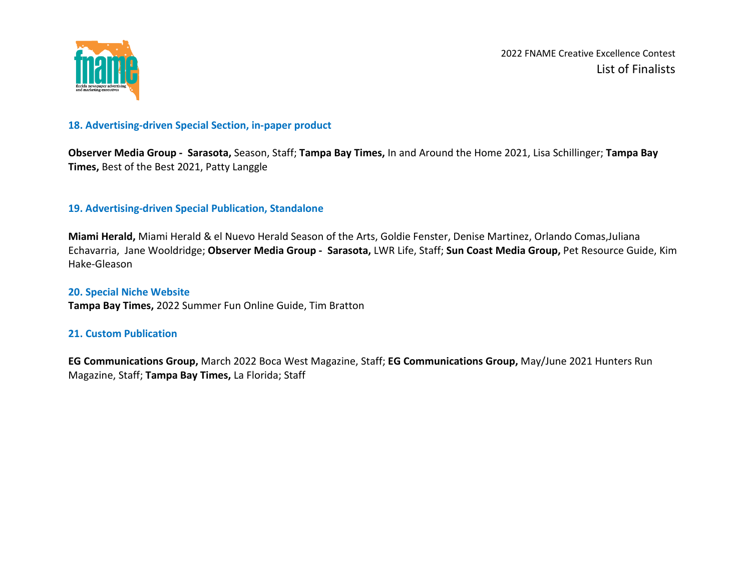## 18. Advertising-driven Special Section, in-paper product

**Observer Media Group - Sarasota,** Season, Staff; **Tampa Bay Times,** In and Around the Home 2021, Lisa Schillinger; **Tampa Bay Times,** Best of the Best 2021, Patty Langgle

## 19. Advertising-driven Special Publication, Standalone

**Miami Herald,** Miami Herald & el Nuevo Herald Season of the Arts, Goldie Fenster, Denise Martinez, Orlando Comas,Juliana Echavarria, Jane Wooldridge; **Observer Media Group - Sarasota,** LWR Life, Staff; **Sun Coast Media Group,** Pet Resource Guide, Kim Hake-Gleason

## 20. Special Niche Website

**Tampa Bay Times,** 2022 Summer Fun Online Guide, Tim Bratton

## 21. Custom Publication

**EG Communications Group,** March 2022 Boca West Magazine, Staff; **EG Communications Group,** May/June 2021 Hunters Run Magazine, Staff; **Tampa Bay Times,** La Florida; Staff